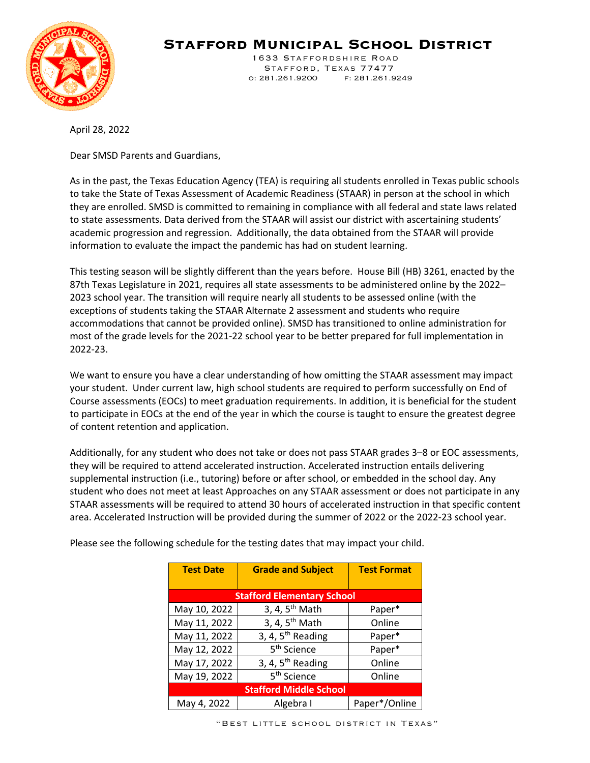# Stafford Municipal School District

1633 Staffordshire Road
Stafford, Texas 77477
O: 281.261.9200 F: 281.261.9249

April 28, 2022

Dear SMSD Parents and Guardians,

As in the past, the Texas Education Agency (TEA) is requiring all students enrolled in Texas public schools to take the State of Texas Assessment of Academic Readiness (STAAR) in person at the school in which they are enrolled. SMSD is committed to remaining in compliance with all federal and state laws related to state assessments. Data derived from the STAAR will assist our district with ascertaining students' academic progression and regression. Additionally, the data obtained from the STAAR will provide information to evaluate the impact the pandemic has had on student learning.

This testing season will be slightly different than the years before. House Bill (HB) 3261, enacted by the 87th Texas Legislature in 2021, requires all state assessments to be administered online by the 2022–2023 school year. The transition will require nearly all students to be assessed online (with the exceptions of students taking the STAAR Alternate 2 assessment and students who require accommodations that cannot be provided online). SMSD has transitioned to online administration for most of the grade levels for the 2021-22 school year to be better prepared for full implementation in 2022-23.

We want to ensure you have a clear understanding of how omitting the STAAR assessment may impact your student. Under current law, high school students are required to perform successfully on End of Course assessments (EOCs) to meet graduation requirements. In addition, it is beneficial for the student to participate in EOCs at the end of the year in which the course is taught to ensure the greatest degree of content retention and application.

Additionally, for any student who does not take or does not pass STAAR grades 3–8 or EOC assessments, they will be required to attend accelerated instruction. Accelerated instruction entails delivering supplemental instruction (i.e., tutoring) before or after school, or embedded in the school day. Any student who does not meet at least Approaches on any STAAR assessment or does not participate in any STAAR assessments will be required to attend 30 hours of accelerated instruction in that specific content area. Accelerated Instruction will be provided during the summer of 2022 or the 2022-23 school year.

Please see the following schedule for the testing dates that may impact your child.

| Test Date | Grade and Subject | Test Format |
|---|---|---|
| **Stafford Elementary School** | | |
| May 10, 2022 | 3, 4, 5th Math | Paper* |
| May 11, 2022 | 3, 4, 5th Math | Online |
| May 11, 2022 | 3, 4, 5th Reading | Paper* |
| May 12, 2022 | 5th Science | Paper* |
| May 17, 2022 | 3, 4, 5th Reading | Online |
| May 19, 2022 | 5th Science | Online |
| **Stafford Middle School** | | |
| May 4, 2022 | Algebra I | Paper*/Online |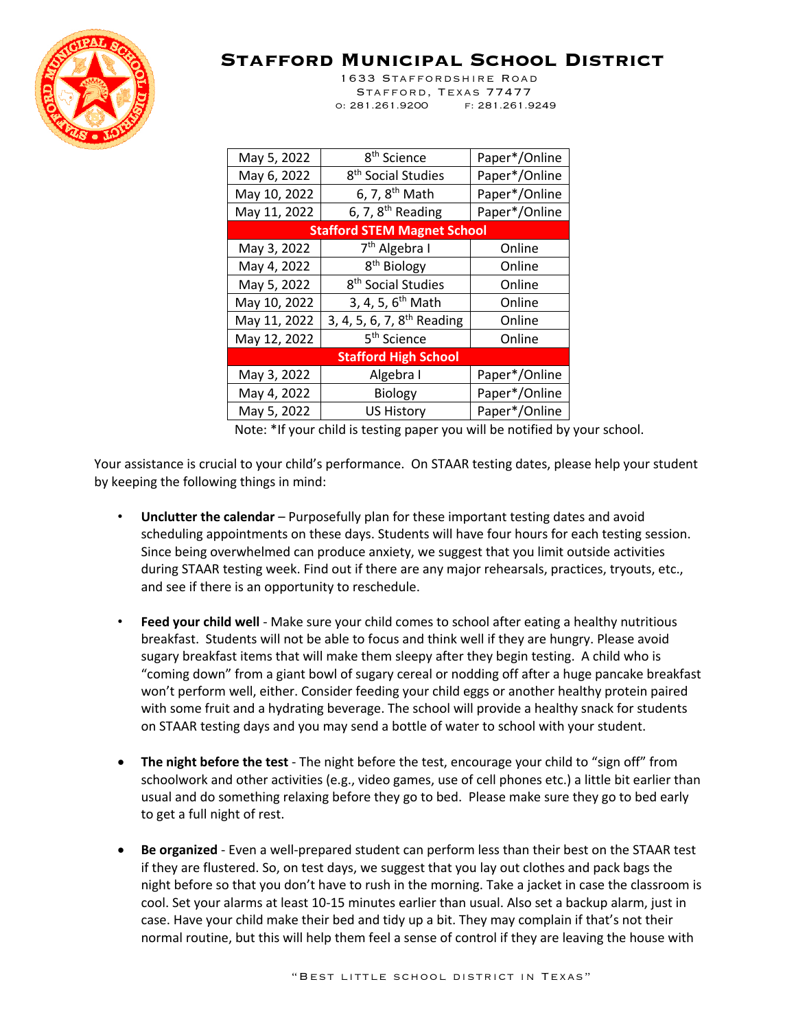# Stafford Municipal School District

1633 Staffordshire Road
Stafford, Texas 77477
O: 281.261.9200 F: 281.261.9249

| | | |
|---|---|---|
| May 5, 2022 | 8th Science | Paper*/Online |
| May 6, 2022 | 8th Social Studies | Paper*/Online |
| May 10, 2022 | 6, 7, 8th Math | Paper*/Online |
| May 11, 2022 | 6, 7, 8th Reading | Paper*/Online |
| **Stafford STEM Magnet School** | | |
| May 3, 2022 | 7th Algebra I | Online |
| May 4, 2022 | 8th Biology | Online |
| May 5, 2022 | 8th Social Studies | Online |
| May 10, 2022 | 3, 4, 5, 6th Math | Online |
| May 11, 2022 | 3, 4, 5, 6, 7, 8th Reading | Online |
| May 12, 2022 | 5th Science | Online |
| **Stafford High School** | | |
| May 3, 2022 | Algebra I | Paper*/Online |
| May 4, 2022 | Biology | Paper*/Online |
| May 5, 2022 | US History | Paper*/Online |

Note: *If your child is testing paper you will be notified by your school.

Your assistance is crucial to your child's performance. On STAAR testing dates, please help your student by keeping the following things in mind:

- **Unclutter the calendar** – Purposefully plan for these important testing dates and avoid scheduling appointments on these days. Students will have four hours for each testing session. Since being overwhelmed can produce anxiety, we suggest that you limit outside activities during STAAR testing week. Find out if there are any major rehearsals, practices, tryouts, etc., and see if there is an opportunity to reschedule.

- **Feed your child well** - Make sure your child comes to school after eating a healthy nutritious breakfast. Students will not be able to focus and think well if they are hungry. Please avoid sugary breakfast items that will make them sleepy after they begin testing. A child who is "coming down" from a giant bowl of sugary cereal or nodding off after a huge pancake breakfast won't perform well, either. Consider feeding your child eggs or another healthy protein paired with some fruit and a hydrating beverage. The school will provide a healthy snack for students on STAAR testing days and you may send a bottle of water to school with your student.

- **The night before the test** - The night before the test, encourage your child to "sign off" from schoolwork and other activities (e.g., video games, use of cell phones etc.) a little bit earlier than usual and do something relaxing before they go to bed. Please make sure they go to bed early to get a full night of rest.

- **Be organized** - Even a well-prepared student can perform less than their best on the STAAR test if they are flustered. So, on test days, we suggest that you lay out clothes and pack bags the night before so that you don't have to rush in the morning. Take a jacket in case the classroom is cool. Set your alarms at least 10-15 minutes earlier than usual. Also set a backup alarm, just in case. Have your child make their bed and tidy up a bit. They may complain if that's not their normal routine, but this will help them feel a sense of control if they are leaving the house with

"Best little school district in Texas"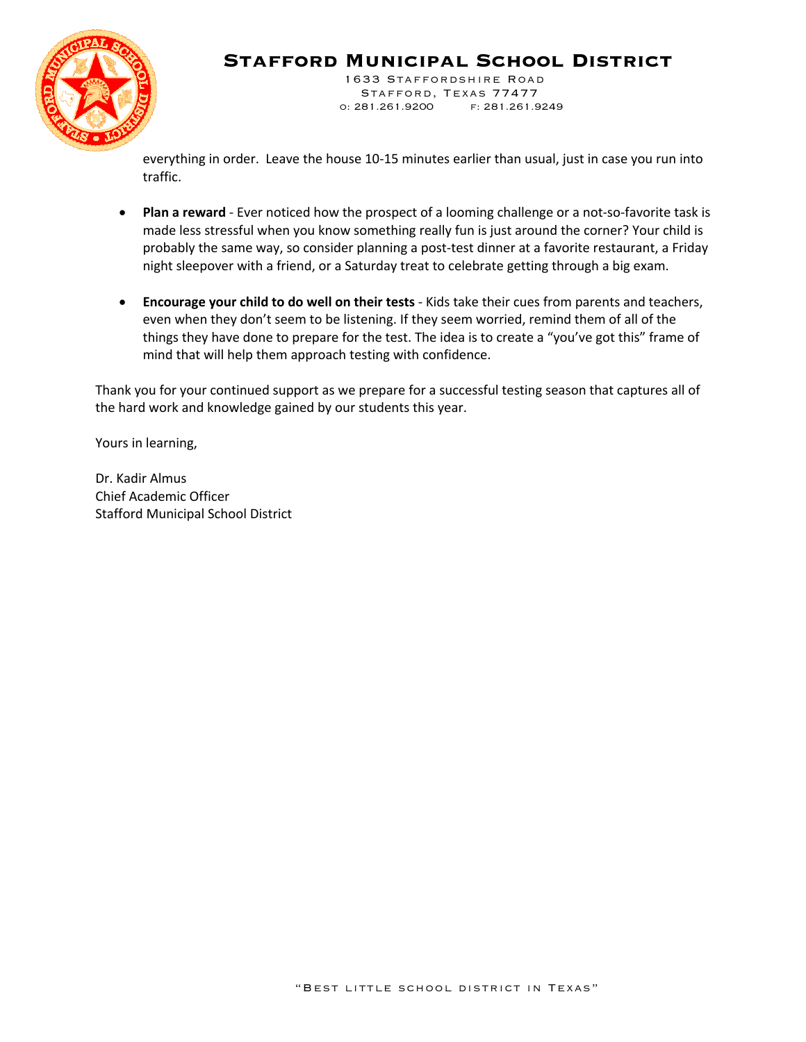everything in order. Leave the house 10-15 minutes earlier than usual, just in case you run into traffic.

- **Plan a reward** - Ever noticed how the prospect of a looming challenge or a not-so-favorite task is made less stressful when you know something really fun is just around the corner? Your child is probably the same way, so consider planning a post-test dinner at a favorite restaurant, a Friday night sleepover with a friend, or a Saturday treat to celebrate getting through a big exam.

- **Encourage your child to do well on their tests** - Kids take their cues from parents and teachers, even when they don't seem to be listening. If they seem worried, remind them of all of the things they have done to prepare for the test. The idea is to create a "you've got this" frame of mind that will help them approach testing with confidence.

Thank you for your continued support as we prepare for a successful testing season that captures all of the hard work and knowledge gained by our students this year.

Yours in learning,

Dr. Kadir Almus
Chief Academic Officer
Stafford Municipal School District